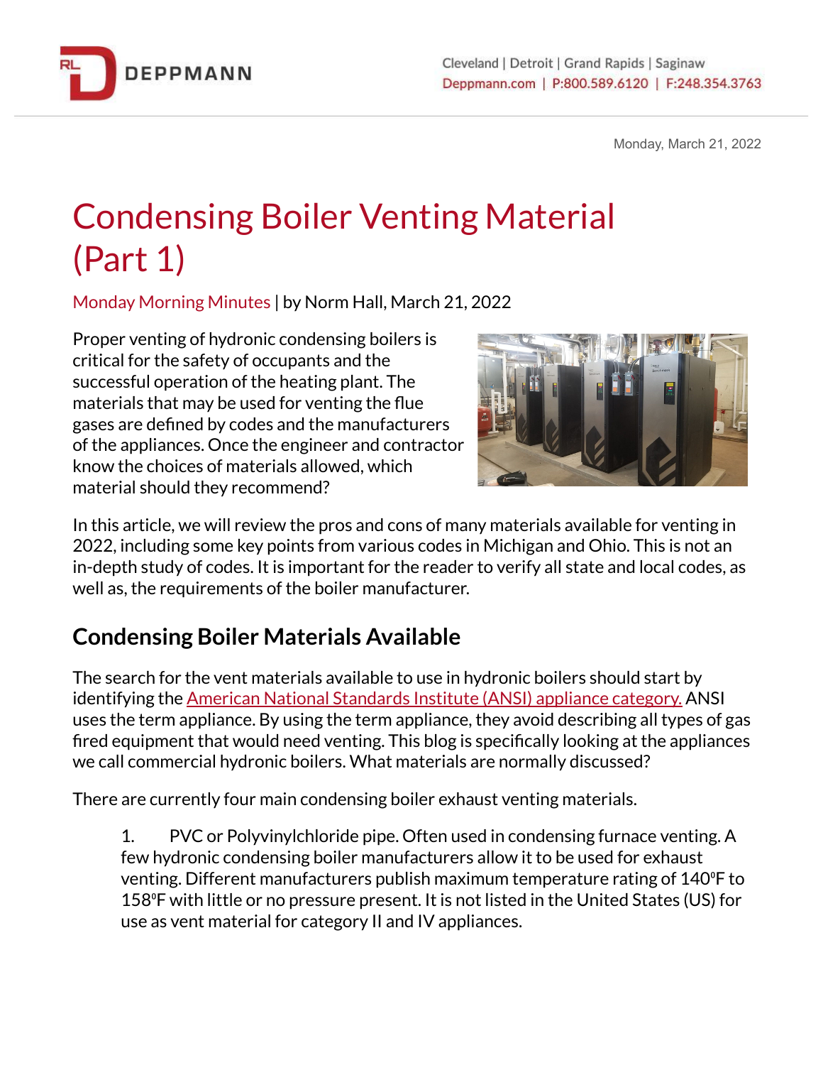# Condensing Boiler Venting Material (Part 1)

Monday Morning Minutes | by Norm Hall, March 21, 2022

Proper venting of hydronic condensing boilers is critical for the safety of occupants and the successful operation of the heating plant. The materials that may be used for venting the flue gases are defined by codes and the manufacturers of the appliances. Once the engineer and contractor know the choices of materials allowed, which material should they recommend?

In this article, we will review the pros and cons of many materials available for venting in 2022, including some key points from various codes in Michigan and Ohio. This is not an in-depth study of codes. It is important for the reader to verify all state and local codes, as well as, the requirements of the boiler manufacturer.

## Condensing Boiler Materials Available

The search for the vent materials available to use in hydronic boilers should start by identifying the American National Standards Institute (ANSI) appliance category. ANSI uses the term appliance. By using the term appliance, they avoid describing all types of gas fired equipment that would need venting. This blog is specifically looking at the appliances we call commercial hydronic boilers. What materials are normally discussed?

There are currently four main condensing boiler exhaust venting materials.

1. PVC or Polyvinylchloride pipe. Often used in condensing furnace venting. A few hydronic condensing boiler manufacturers allow it to be used for exhaust venting. Different manufacturers publish maximum temperature rating of 140°F to 158°F with little or no pressure present. It is not listed in the United States (US) for use as vent material for category II and IV appliances.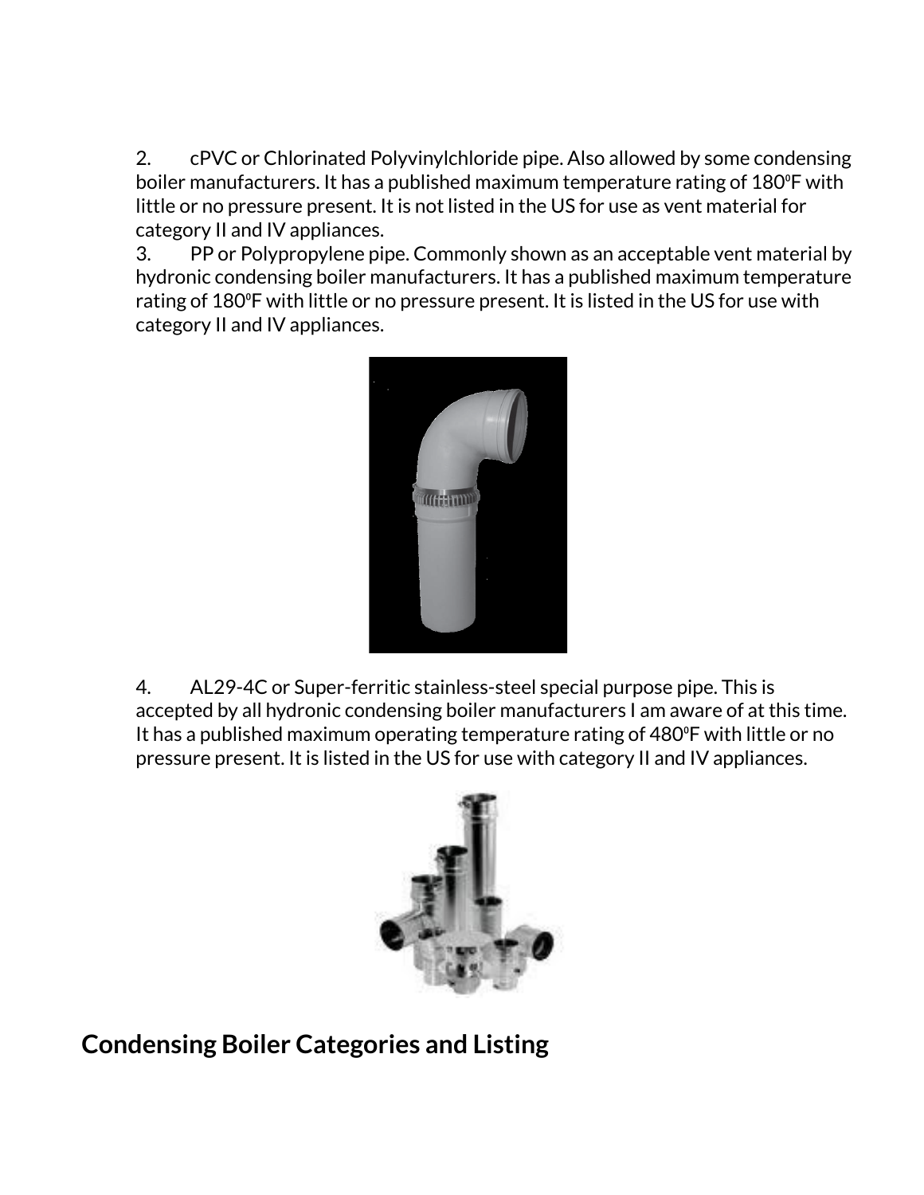2. cPVC or Chlorinated Polyvinylchloride pipe. Also allowed by some condensing boiler manufacturers. It has a published maximum temperature rating of 180⁰F with little or no pressure present. It is not listed in the US for use as vent material for category II and IV appliances.

3. PP or Polypropylene pipe. Commonly shown as an acceptable vent material by hydronic condensing boiler manufacturers. It has a published maximum temperature rating of 180⁰F with little or no pressure present. It is listed in the US for use with category II and IV appliances.

4. AL29-4C or Super-ferritic stainless-steel special purpose pipe. This is accepted by all hydronic condensing boiler manufacturers I am aware of at this time. It has a published maximum operating temperature rating of 480⁰F with little or no pressure present. It is listed in the US for use with category II and IV appliances.

## Condensing Boiler Categories and Listing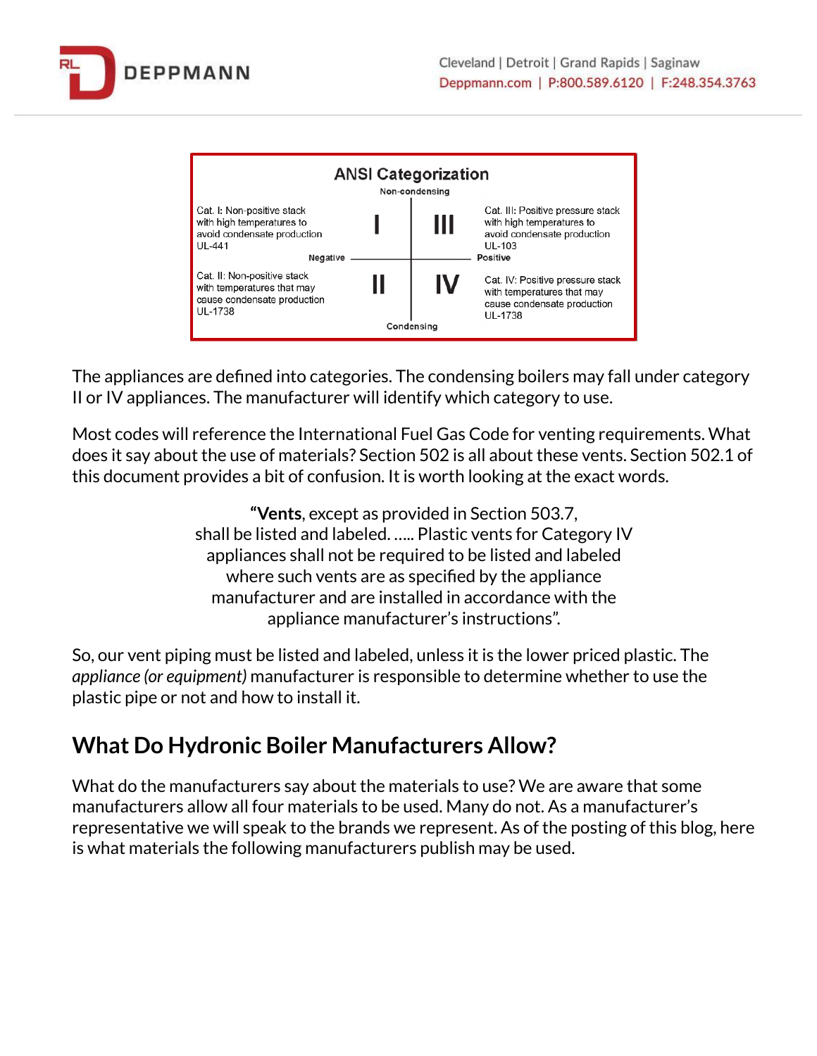**ANSI Categorization**

| | Negative | Positive |
|---|---|---|
| **Non-condensing** | **I** — Cat. I: Non-positive stack with high temperatures to avoid condensate production UL-441 | **III** — Cat. III: Positive pressure stack with high temperatures to avoid condensate production UL-103 |
| **Condensing** | **II** — Cat. II: Non-positive stack with temperatures that may cause condensate production UL-1738 | **IV** — Cat. IV: Positive pressure stack with temperatures that may cause condensate production UL-1738 |

The appliances are defined into categories. The condensing boilers may fall under category II or IV appliances. The manufacturer will identify which category to use.

Most codes will reference the International Fuel Gas Code for venting requirements. What does it say about the use of materials? Section 502 is all about these vents. Section 502.1 of this document provides a bit of confusion. It is worth looking at the exact words.

> "**Vents**, except as provided in Section 503.7, shall be listed and labeled. ….. Plastic vents for Category IV appliances shall not be required to be listed and labeled where such vents are as specified by the appliance manufacturer and are installed in accordance with the appliance manufacturer's instructions".

So, our vent piping must be listed and labeled, unless it is the lower priced plastic. The *appliance (or equipment)* manufacturer is responsible to determine whether to use the plastic pipe or not and how to install it.

## What Do Hydronic Boiler Manufacturers Allow?

What do the manufacturers say about the materials to use? We are aware that some manufacturers allow all four materials to be used. Many do not. As a manufacturer's representative we will speak to the brands we represent. As of the posting of this blog, here is what materials the following manufacturers publish may be used.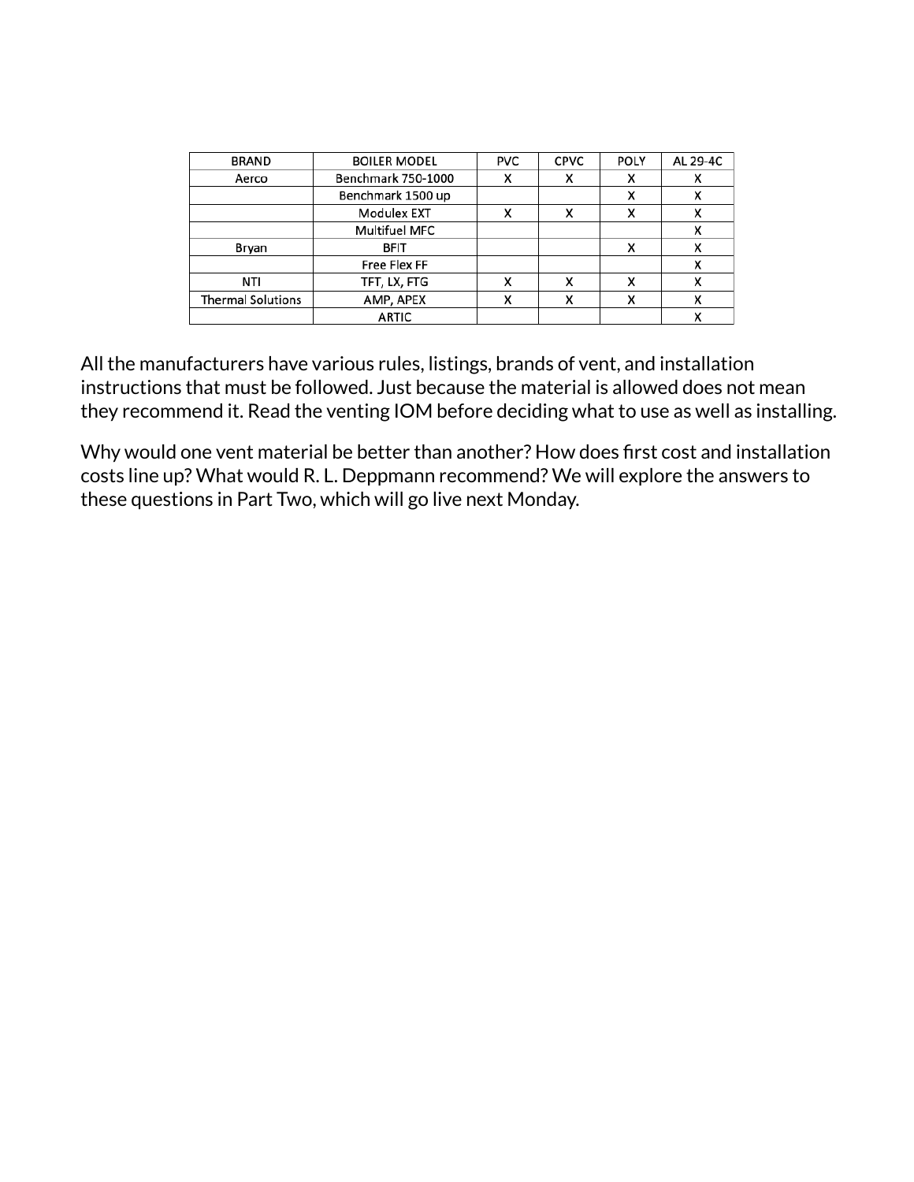| BRAND | BOILER MODEL | PVC | CPVC | POLY | AL 29-4C |
|---|---|---|---|---|---|
| Aerco | Benchmark 750-1000 | X | X | X | X |
| | Benchmark 1500 up | | | X | X |
| | Modulex EXT | X | X | X | X |
| | Multifuel MFC | | | | X |
| Bryan | BFIT | | | X | X |
| | Free Flex FF | | | | X |
| NTI | TFT, LX, FTG | X | X | X | X |
| Thermal Solutions | AMP, APEX | X | X | X | X |
| | ARTIC | | | | X |

All the manufacturers have various rules, listings, brands of vent, and installation instructions that must be followed. Just because the material is allowed does not mean they recommend it. Read the venting IOM before deciding what to use as well as installing.

Why would one vent material be better than another? How does first cost and installation costs line up? What would R. L. Deppmann recommend? We will explore the answers to these questions in Part Two, which will go live next Monday.